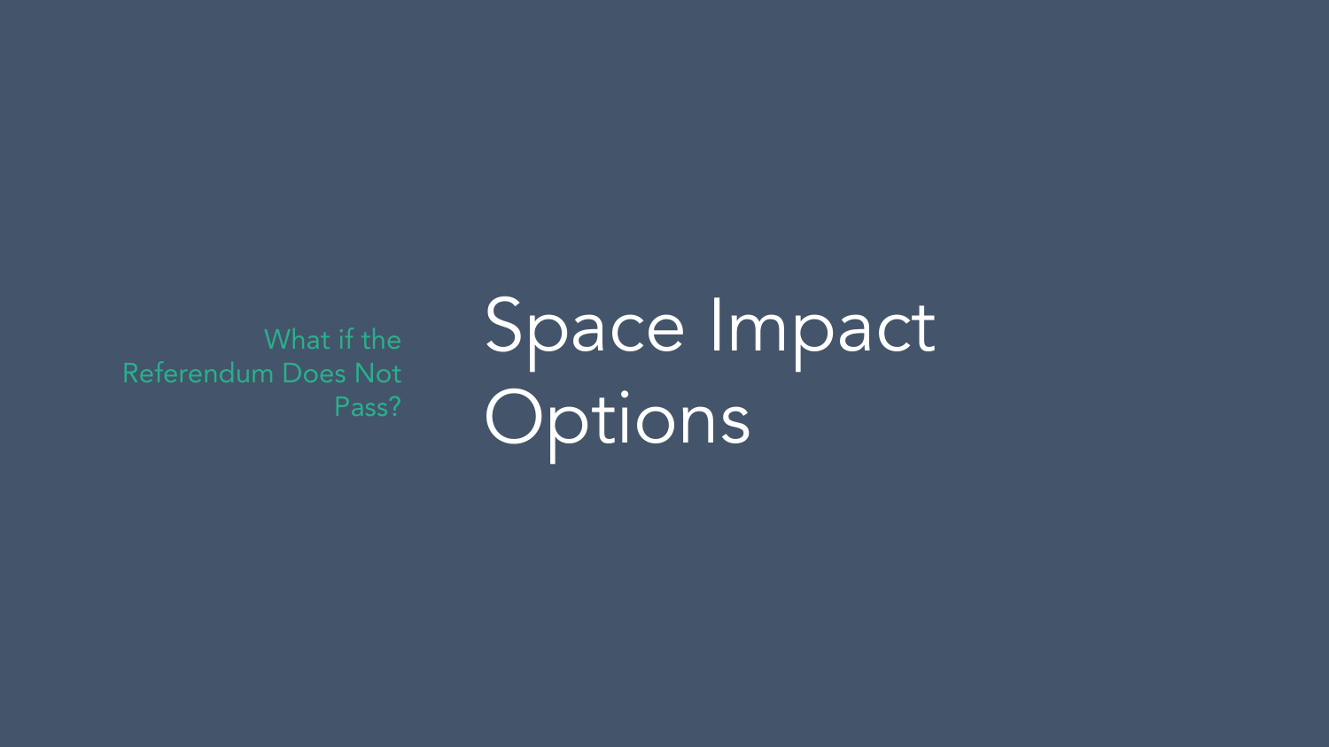What if the Referendum Does Not Pass?

# Space Impact Options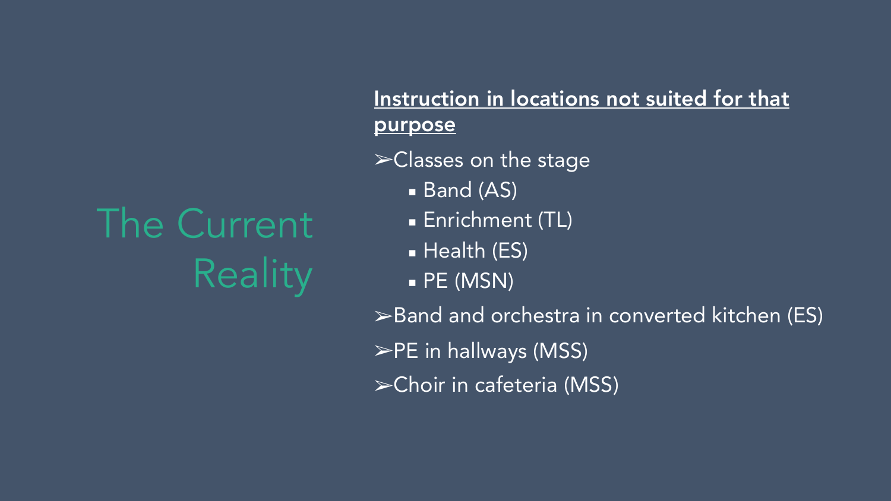# The Current Reality

**Instruction in locations not suited for that purpose**

- Classes on the stage
  - Band (AS)
  - Enrichment (TL)
  - Health (ES)
  - PE (MSN)
- Band and orchestra in converted kitchen (ES)
- PE in hallways (MSS)
- Choir in cafeteria (MSS)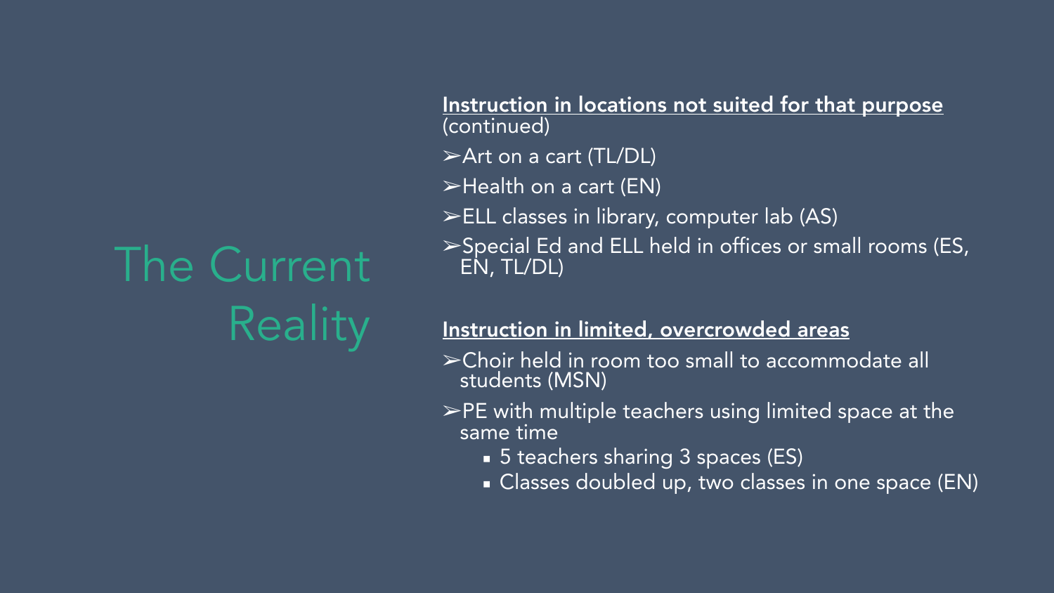# The Current Reality

**Instruction in locations not suited for that purpose** (continued)

- Art on a cart (TL/DL)
- Health on a cart (EN)
- ELL classes in library, computer lab (AS)
- Special Ed and ELL held in offices or small rooms (ES, EN, TL/DL)

**Instruction in limited, overcrowded areas**

- Choir held in room too small to accommodate all students (MSN)
- PE with multiple teachers using limited space at the same time
  - 5 teachers sharing 3 spaces (ES)
  - Classes doubled up, two classes in one space (EN)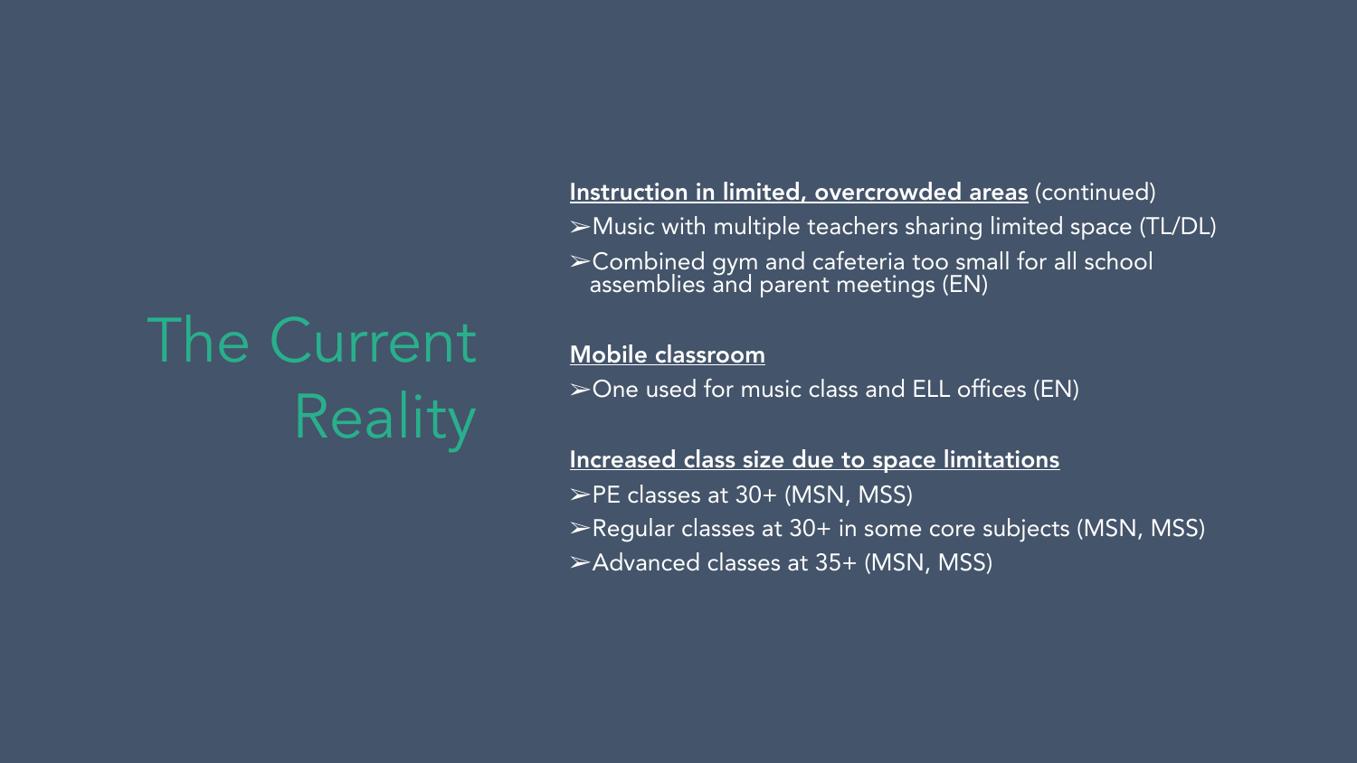# The Current Reality

**Instruction in limited, overcrowded areas** (continued)

- ➢Music with multiple teachers sharing limited space (TL/DL)
- ➢Combined gym and cafeteria too small for all school assemblies and parent meetings (EN)

**Mobile classroom**

- ➢One used for music class and ELL offices (EN)

**Increased class size due to space limitations**

- ➢PE classes at 30+ (MSN, MSS)
- ➢Regular classes at 30+ in some core subjects (MSN, MSS)
- ➢Advanced classes at 35+ (MSN, MSS)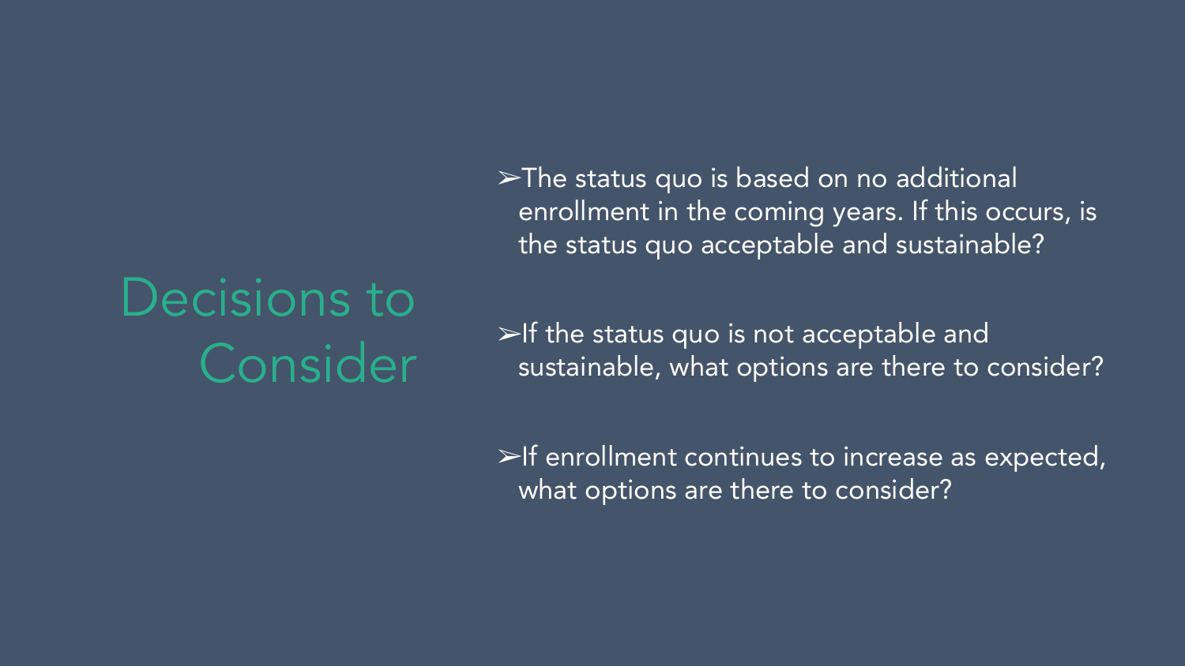# Decisions to Consider

- The status quo is based on no additional enrollment in the coming years. If this occurs, is the status quo acceptable and sustainable?

- If the status quo is not acceptable and sustainable, what options are there to consider?

- If enrollment continues to increase as expected, what options are there to consider?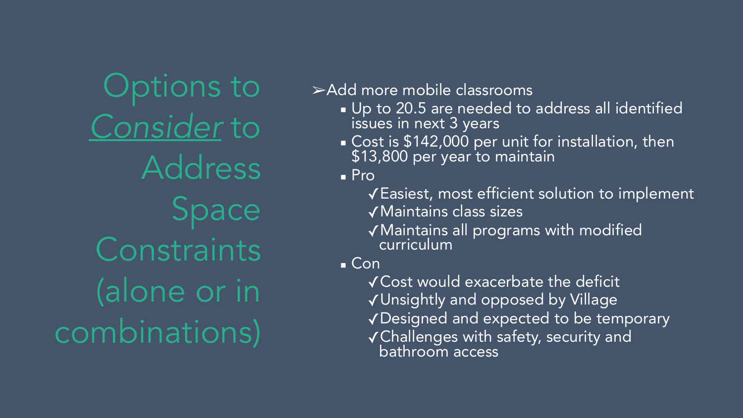# Options to *Consider* to Address Space Constraints (alone or in combinations)

- Add more mobile classrooms
  - Up to 20.5 are needed to address all identified issues in next 3 years
  - Cost is $142,000 per unit for installation, then $13,800 per year to maintain
  - Pro
    - ✓ Easiest, most efficient solution to implement
    - ✓ Maintains class sizes
    - ✓ Maintains all programs with modified curriculum
  - Con
    - ✓ Cost would exacerbate the deficit
    - ✓ Unsightly and opposed by Village
    - ✓ Designed and expected to be temporary
    - ✓ Challenges with safety, security and bathroom access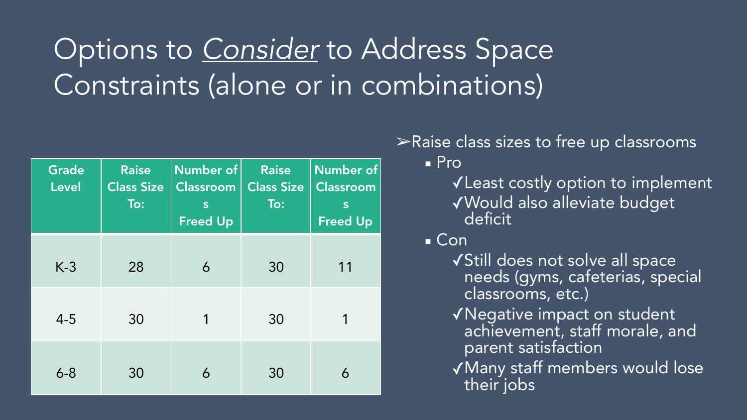# Options to *Consider* to Address Space Constraints (alone or in combinations)

| Grade Level | Raise Class Size To: | Number of Classrooms Freed Up | Raise Class Size To: | Number of Classrooms Freed Up |
|---|---|---|---|---|
| K-3 | 28 | 6 | 30 | 11 |
| 4-5 | 30 | 1 | 30 | 1 |
| 6-8 | 30 | 6 | 30 | 6 |

➢Raise class sizes to free up classrooms

- Pro
  - ✓Least costly option to implement
  - ✓Would also alleviate budget deficit
- Con
  - ✓Still does not solve all space needs (gyms, cafeterias, special classrooms, etc.)
  - ✓Negative impact on student achievement, staff morale, and parent satisfaction
  - ✓Many staff members would lose their jobs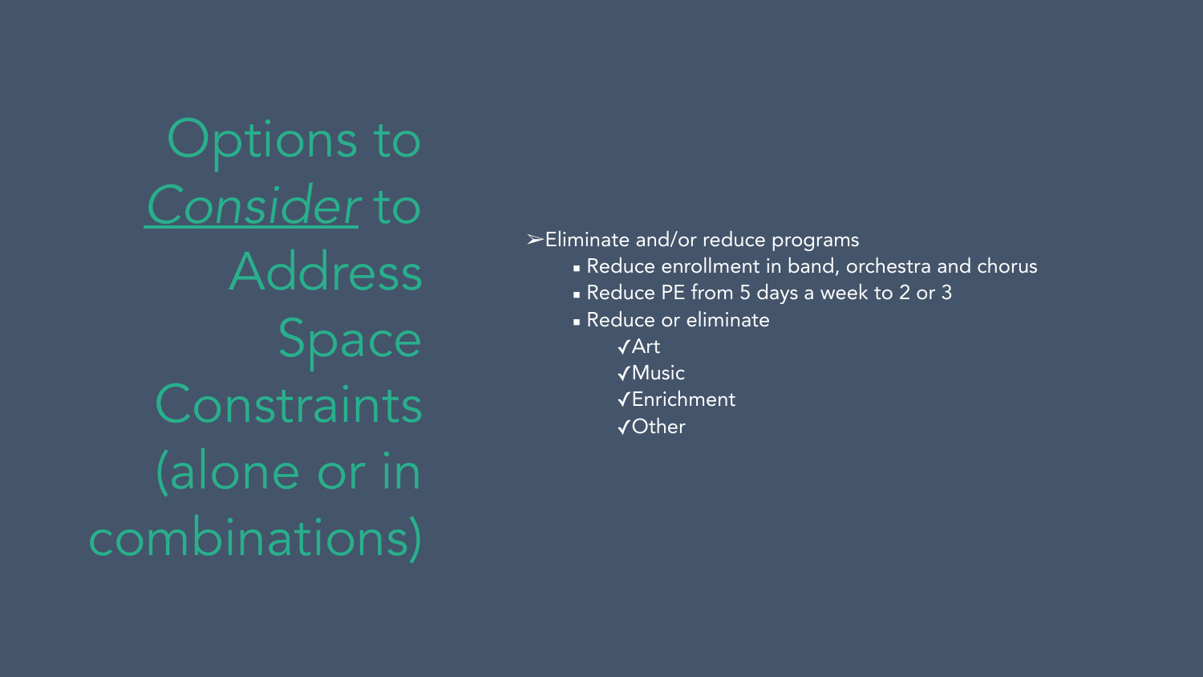# Options to *Consider* to Address Space Constraints (alone or in combinations)

- Eliminate and/or reduce programs
  - Reduce enrollment in band, orchestra and chorus
  - Reduce PE from 5 days a week to 2 or 3
  - Reduce or eliminate
    - ✓Art
    - ✓Music
    - ✓Enrichment
    - ✓Other